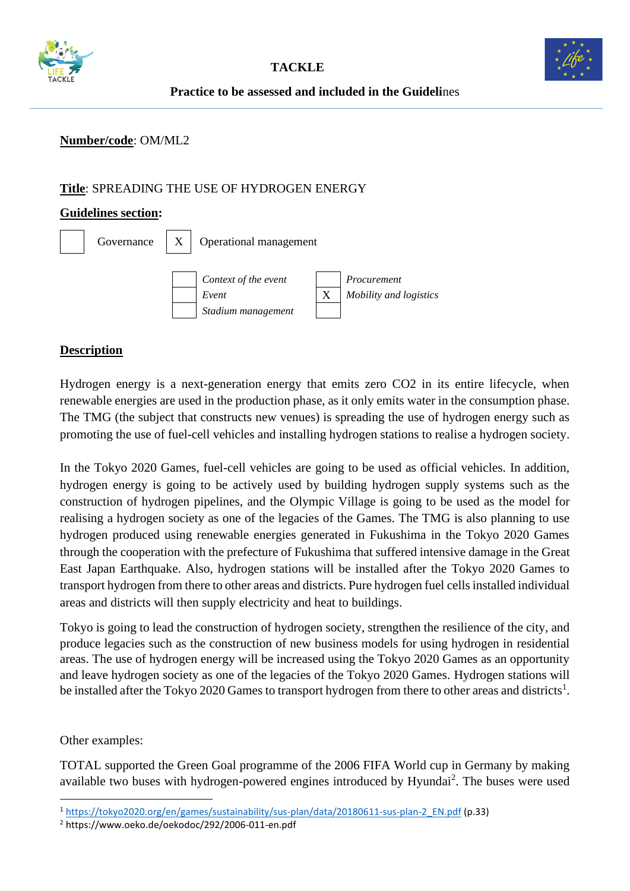**TACKLE**

**Practice to be assessed and included in the Guidelines**

**Number/code**: OM/ML2

**Title**: SPREADING THE USE OF HYDROGEN ENERGY

**Guidelines section:**

| | Governance | X | Operational management |
|---|---|---|---|

| | *Context of the event* | | *Procurement* |
|---|---|---|---|
| | *Event* | X | *Mobility and logistics* |
| | *Stadium management* | | |

## Description

Hydrogen energy is a next-generation energy that emits zero CO2 in its entire lifecycle, when renewable energies are used in the production phase, as it only emits water in the consumption phase. The TMG (the subject that constructs new venues) is spreading the use of hydrogen energy such as promoting the use of fuel-cell vehicles and installing hydrogen stations to realise a hydrogen society.

In the Tokyo 2020 Games, fuel-cell vehicles are going to be used as official vehicles. In addition, hydrogen energy is going to be actively used by building hydrogen supply systems such as the construction of hydrogen pipelines, and the Olympic Village is going to be used as the model for realising a hydrogen society as one of the legacies of the Games. The TMG is also planning to use hydrogen produced using renewable energies generated in Fukushima in the Tokyo 2020 Games through the cooperation with the prefecture of Fukushima that suffered intensive damage in the Great East Japan Earthquake. Also, hydrogen stations will be installed after the Tokyo 2020 Games to transport hydrogen from there to other areas and districts. Pure hydrogen fuel cells installed individual areas and districts will then supply electricity and heat to buildings.

Tokyo is going to lead the construction of hydrogen society, strengthen the resilience of the city, and produce legacies such as the construction of new business models for using hydrogen in residential areas. The use of hydrogen energy will be increased using the Tokyo 2020 Games as an opportunity and leave hydrogen society as one of the legacies of the Tokyo 2020 Games. Hydrogen stations will be installed after the Tokyo 2020 Games to transport hydrogen from there to other areas and districts[1].

Other examples:

TOTAL supported the Green Goal programme of the 2006 FIFA World cup in Germany by making available two buses with hydrogen-powered engines introduced by Hyundai[2]. The buses were used

[1] https://tokyo2020.org/en/games/sustainability/sus-plan/data/20180611-sus-plan-2_EN.pdf (p.33)

[2] https://www.oeko.de/oekodoc/292/2006-011-en.pdf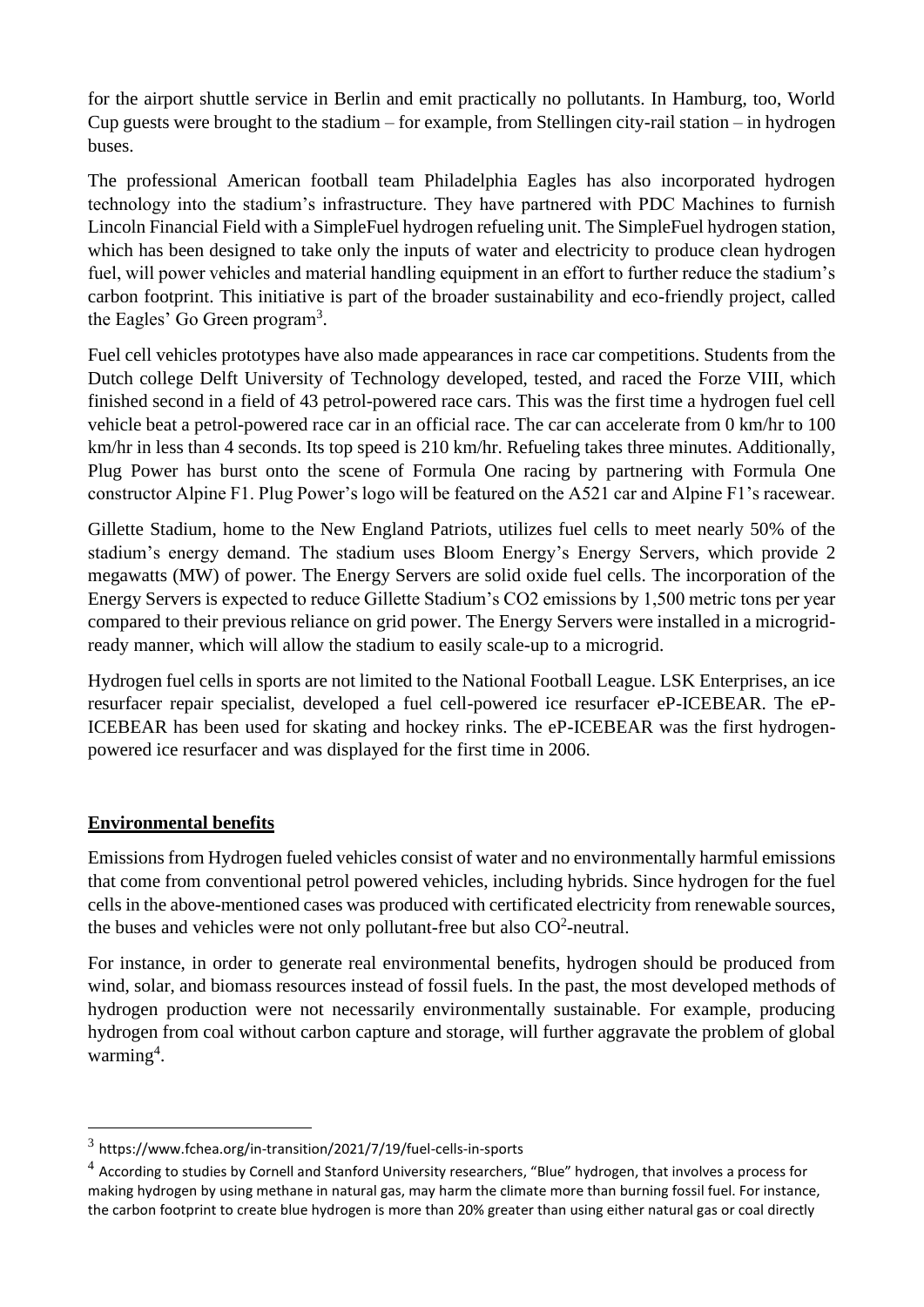for the airport shuttle service in Berlin and emit practically no pollutants. In Hamburg, too, World Cup guests were brought to the stadium – for example, from Stellingen city-rail station – in hydrogen buses.

The professional American football team Philadelphia Eagles has also incorporated hydrogen technology into the stadium's infrastructure. They have partnered with PDC Machines to furnish Lincoln Financial Field with a SimpleFuel hydrogen refueling unit. The SimpleFuel hydrogen station, which has been designed to take only the inputs of water and electricity to produce clean hydrogen fuel, will power vehicles and material handling equipment in an effort to further reduce the stadium's carbon footprint. This initiative is part of the broader sustainability and eco-friendly project, called the Eagles' Go Green program[3].

Fuel cell vehicles prototypes have also made appearances in race car competitions. Students from the Dutch college Delft University of Technology developed, tested, and raced the Forze VIII, which finished second in a field of 43 petrol-powered race cars. This was the first time a hydrogen fuel cell vehicle beat a petrol-powered race car in an official race. The car can accelerate from 0 km/hr to 100 km/hr in less than 4 seconds. Its top speed is 210 km/hr. Refueling takes three minutes. Additionally, Plug Power has burst onto the scene of Formula One racing by partnering with Formula One constructor Alpine F1. Plug Power's logo will be featured on the A521 car and Alpine F1's racewear.

Gillette Stadium, home to the New England Patriots, utilizes fuel cells to meet nearly 50% of the stadium's energy demand. The stadium uses Bloom Energy's Energy Servers, which provide 2 megawatts (MW) of power. The Energy Servers are solid oxide fuel cells. The incorporation of the Energy Servers is expected to reduce Gillette Stadium's CO2 emissions by 1,500 metric tons per year compared to their previous reliance on grid power. The Energy Servers were installed in a microgrid-ready manner, which will allow the stadium to easily scale-up to a microgrid.

Hydrogen fuel cells in sports are not limited to the National Football League. LSK Enterprises, an ice resurfacer repair specialist, developed a fuel cell-powered ice resurfacer eP-ICEBEAR. The eP-ICEBEAR has been used for skating and hockey rinks. The eP-ICEBEAR was the first hydrogen-powered ice resurfacer and was displayed for the first time in 2006.

## Environmental benefits

Emissions from Hydrogen fueled vehicles consist of water and no environmentally harmful emissions that come from conventional petrol powered vehicles, including hybrids. Since hydrogen for the fuel cells in the above-mentioned cases was produced with certificated electricity from renewable sources, the buses and vehicles were not only pollutant-free but also $CO^2$-neutral.

For instance, in order to generate real environmental benefits, hydrogen should be produced from wind, solar, and biomass resources instead of fossil fuels. In the past, the most developed methods of hydrogen production were not necessarily environmentally sustainable. For example, producing hydrogen from coal without carbon capture and storage, will further aggravate the problem of global warming[4].

---

[3] https://www.fchea.org/in-transition/2021/7/19/fuel-cells-in-sports

[4] According to studies by Cornell and Stanford University researchers, "Blue" hydrogen, that involves a process for making hydrogen by using methane in natural gas, may harm the climate more than burning fossil fuel. For instance, the carbon footprint to create blue hydrogen is more than 20% greater than using either natural gas or coal directly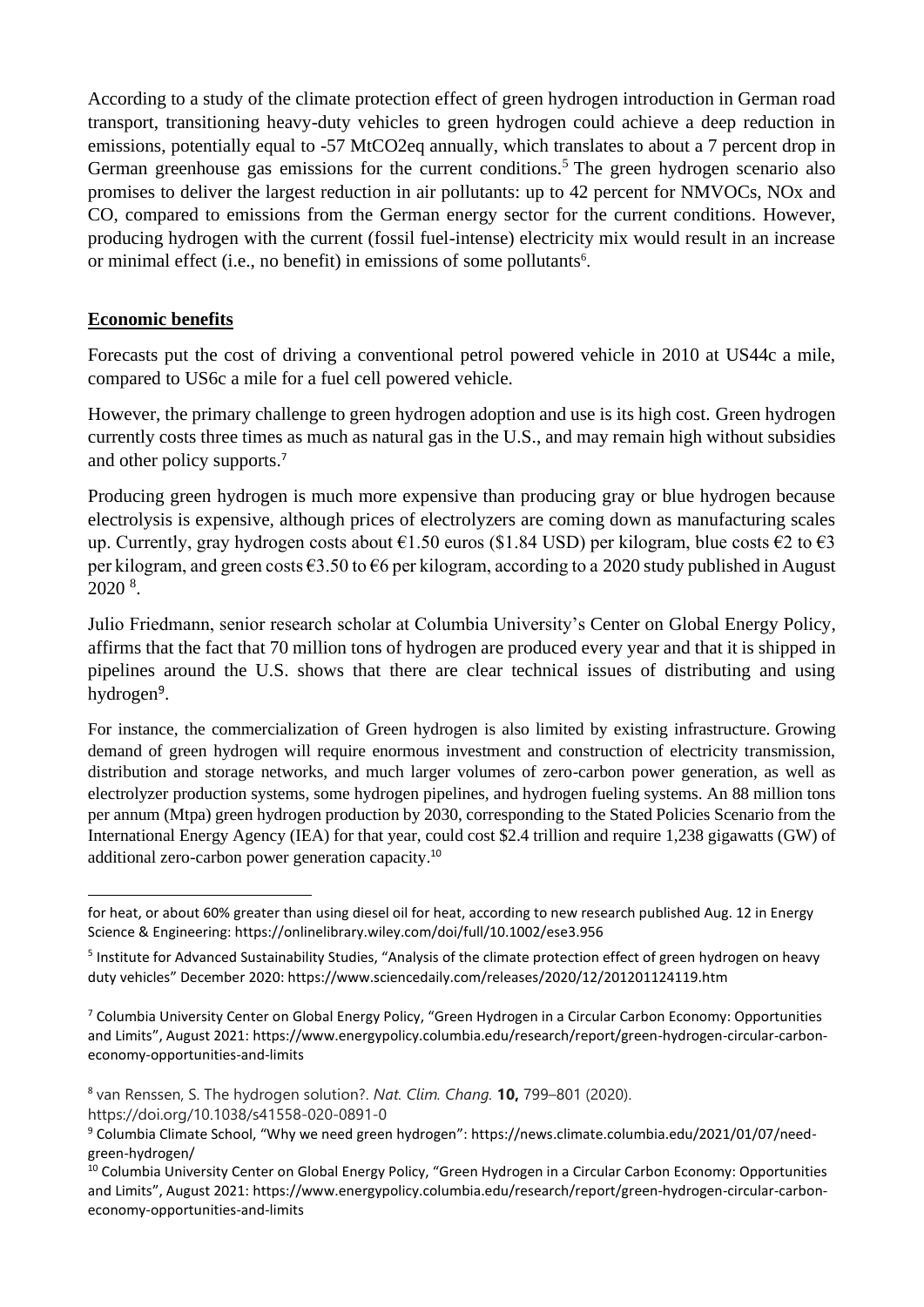According to a study of the climate protection effect of green hydrogen introduction in German road transport, transitioning heavy-duty vehicles to green hydrogen could achieve a deep reduction in emissions, potentially equal to -57 MtCO2eq annually, which translates to about a 7 percent drop in German greenhouse gas emissions for the current conditions.[5] The green hydrogen scenario also promises to deliver the largest reduction in air pollutants: up to 42 percent for NMVOCs, NOx and CO, compared to emissions from the German energy sector for the current conditions. However, producing hydrogen with the current (fossil fuel-intense) electricity mix would result in an increase or minimal effect (i.e., no benefit) in emissions of some pollutants[6].

## Economic benefits

Forecasts put the cost of driving a conventional petrol powered vehicle in 2010 at US44c a mile, compared to US6c a mile for a fuel cell powered vehicle.

However, the primary challenge to green hydrogen adoption and use is its high cost. Green hydrogen currently costs three times as much as natural gas in the U.S., and may remain high without subsidies and other policy supports.[7]

Producing green hydrogen is much more expensive than producing gray or blue hydrogen because electrolysis is expensive, although prices of electrolyzers are coming down as manufacturing scales up. Currently, gray hydrogen costs about €1.50 euros ($1.84 USD) per kilogram, blue costs €2 to €3 per kilogram, and green costs €3.50 to €6 per kilogram, according to a 2020 study published in August 2020 [8].

Julio Friedmann, senior research scholar at Columbia University's Center on Global Energy Policy, affirms that the fact that 70 million tons of hydrogen are produced every year and that it is shipped in pipelines around the U.S. shows that there are clear technical issues of distributing and using hydrogen[9].

For instance, the commercialization of Green hydrogen is also limited by existing infrastructure. Growing demand of green hydrogen will require enormous investment and construction of electricity transmission, distribution and storage networks, and much larger volumes of zero-carbon power generation, as well as electrolyzer production systems, some hydrogen pipelines, and hydrogen fueling systems. An 88 million tons per annum (Mtpa) green hydrogen production by 2030, corresponding to the Stated Policies Scenario from the International Energy Agency (IEA) for that year, could cost $2.4 trillion and require 1,238 gigawatts (GW) of additional zero-carbon power generation capacity.[10]

---

for heat, or about 60% greater than using diesel oil for heat, according to new research published Aug. 12 in Energy Science & Engineering: https://onlinelibrary.wiley.com/doi/full/10.1002/ese3.956

[5] Institute for Advanced Sustainability Studies, "Analysis of the climate protection effect of green hydrogen on heavy duty vehicles" December 2020: https://www.sciencedaily.com/releases/2020/12/201201124119.htm

[7] Columbia University Center on Global Energy Policy, "Green Hydrogen in a Circular Carbon Economy: Opportunities and Limits", August 2021: https://www.energypolicy.columbia.edu/research/report/green-hydrogen-circular-carbon-economy-opportunities-and-limits

[8] van Renssen, S. The hydrogen solution?. *Nat. Clim. Chang.* **10,** 799–801 (2020). https://doi.org/10.1038/s41558-020-0891-0

[9] Columbia Climate School, "Why we need green hydrogen": https://news.climate.columbia.edu/2021/01/07/need-green-hydrogen/

[10] Columbia University Center on Global Energy Policy, "Green Hydrogen in a Circular Carbon Economy: Opportunities and Limits", August 2021: https://www.energypolicy.columbia.edu/research/report/green-hydrogen-circular-carbon-economy-opportunities-and-limits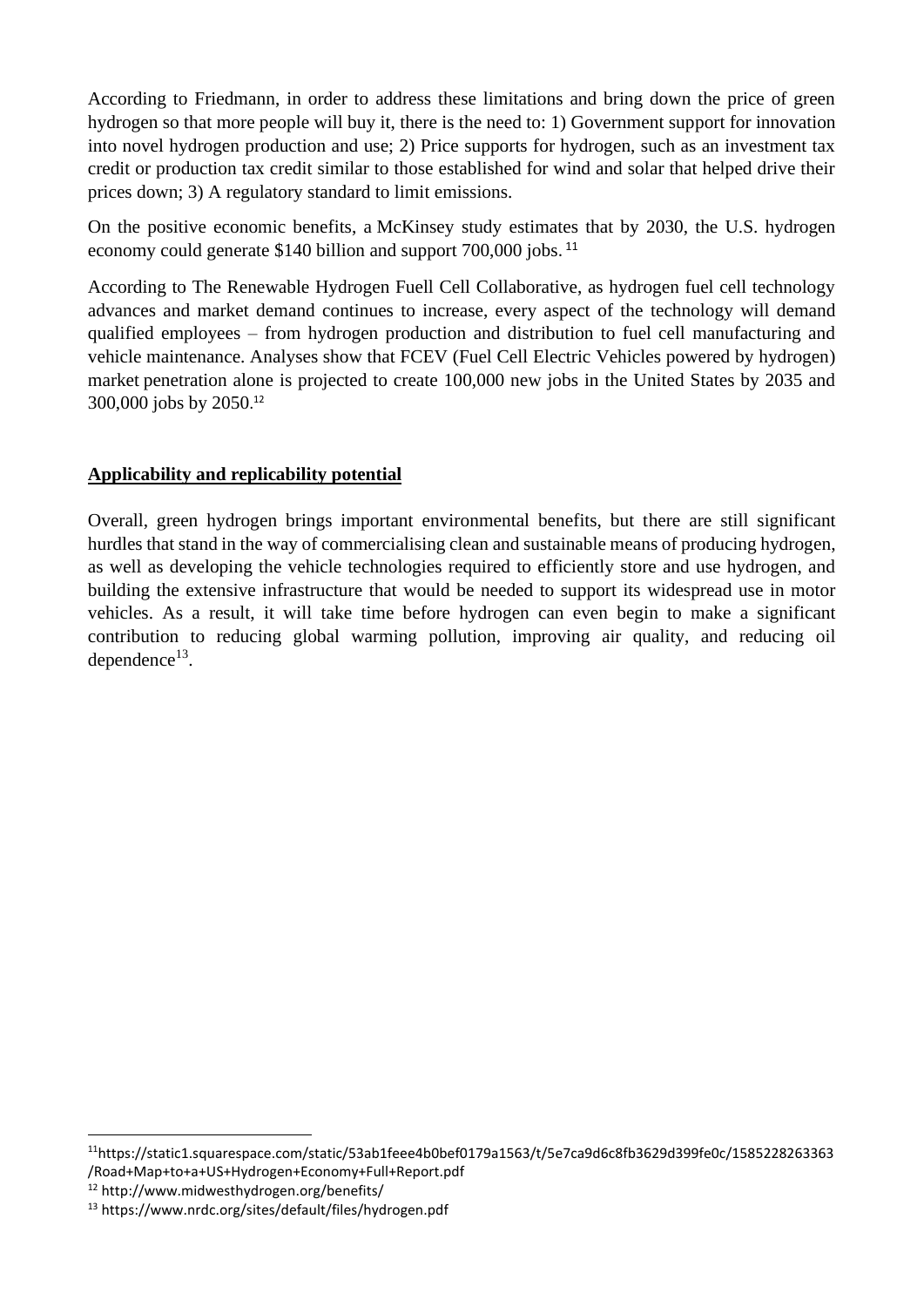According to Friedmann, in order to address these limitations and bring down the price of green hydrogen so that more people will buy it, there is the need to: 1) Government support for innovation into novel hydrogen production and use; 2) Price supports for hydrogen, such as an investment tax credit or production tax credit similar to those established for wind and solar that helped drive their prices down; 3) A regulatory standard to limit emissions.

On the positive economic benefits, a McKinsey study estimates that by 2030, the U.S. hydrogen economy could generate $140 billion and support 700,000 jobs. [11]

According to The Renewable Hydrogen Fuell Cell Collaborative, as hydrogen fuel cell technology advances and market demand continues to increase, every aspect of the technology will demand qualified employees – from hydrogen production and distribution to fuel cell manufacturing and vehicle maintenance. Analyses show that FCEV (Fuel Cell Electric Vehicles powered by hydrogen) market penetration alone is projected to create 100,000 new jobs in the United States by 2035 and 300,000 jobs by 2050.[12]

## Applicability and replicability potential

Overall, green hydrogen brings important environmental benefits, but there are still significant hurdles that stand in the way of commercialising clean and sustainable means of producing hydrogen, as well as developing the vehicle technologies required to efficiently store and use hydrogen, and building the extensive infrastructure that would be needed to support its widespread use in motor vehicles. As a result, it will take time before hydrogen can even begin to make a significant contribution to reducing global warming pollution, improving air quality, and reducing oil dependence[13].

---

[11] https://static1.squarespace.com/static/53ab1feee4b0bef0179a1563/t/5e7ca9d6c8fb3629d399fe0c/1585228263363/Road+Map+to+a+US+Hydrogen+Economy+Full+Report.pdf

[12] http://www.midwesthydrogen.org/benefits/

[13] https://www.nrdc.org/sites/default/files/hydrogen.pdf